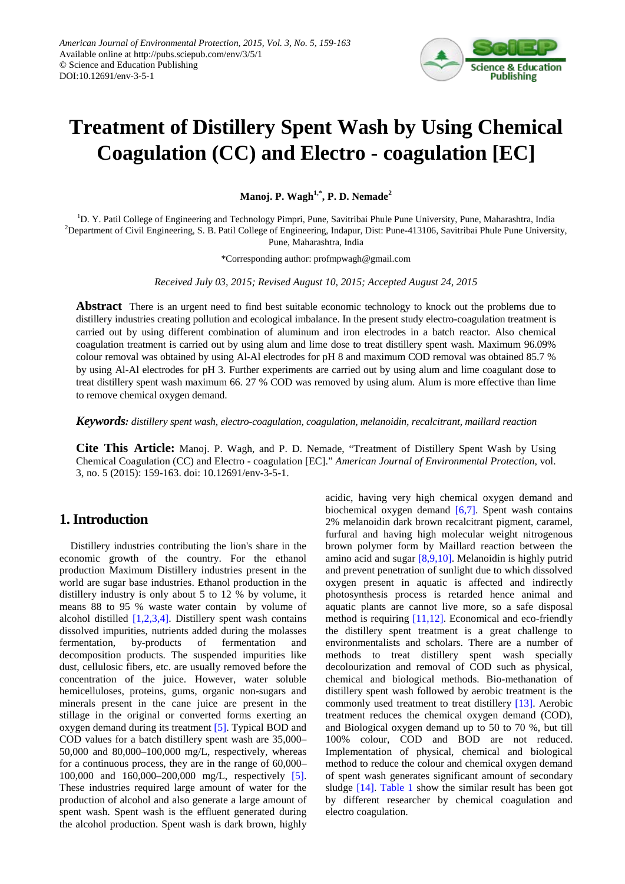American Journal of Environmental Protection, 2015, Vol. 3, No. 5, 159-163
Available online at http://pubs.sciepub.com/env/3/5/1
© Science and Education Publishing
DOI:10.12691/env-3-5-1

# Treatment of Distillery Spent Wash by Using Chemical Coagulation (CC) and Electro - coagulation [EC]

**Manoj. P. Wagh[1,*], P. D. Nemade[2]**

[1]D. Y. Patil College of Engineering and Technology Pimpri, Pune, Savitribai Phule Pune University, Pune, Maharashtra, India
[2]Department of Civil Engineering, S. B. Patil College of Engineering, Indapur, Dist: Pune-413106, Savitribai Phule Pune University, Pune, Maharashtra, India

*Corresponding author: profmpwagh@gmail.com

*Received July 03, 2015; Revised August 10, 2015; Accepted August 24, 2015*

**Abstract** There is an urgent need to find best suitable economic technology to knock out the problems due to distillery industries creating pollution and ecological imbalance. In the present study electro-coagulation treatment is carried out by using different combination of aluminum and iron electrodes in a batch reactor. Also chemical coagulation treatment is carried out by using alum and lime dose to treat distillery spent wash. Maximum 96.09% colour removal was obtained by using Al-Al electrodes for pH 8 and maximum COD removal was obtained 85.7 % by using Al-Al electrodes for pH 3. Further experiments are carried out by using alum and lime coagulant dose to treat distillery spent wash maximum 66. 27 % COD was removed by using alum. Alum is more effective than lime to remove chemical oxygen demand.

***Keywords:*** *distillery spent wash, electro-coagulation, coagulation, melanoidin, recalcitrant, maillard reaction*

**Cite This Article:** Manoj. P. Wagh, and P. D. Nemade, "Treatment of Distillery Spent Wash by Using Chemical Coagulation (CC) and Electro - coagulation [EC]." *American Journal of Environmental Protection*, vol. 3, no. 5 (2015): 159-163. doi: 10.12691/env-3-5-1.

## 1. Introduction

Distillery industries contributing the lion's share in the economic growth of the country. For the ethanol production Maximum Distillery industries present in the world are sugar base industries. Ethanol production in the distillery industry is only about 5 to 12 % by volume, it means 88 to 95 % waste water contain by volume of alcohol distilled [1,2,3,4]. Distillery spent wash contains dissolved impurities, nutrients added during the molasses fermentation, by-products of fermentation and decomposition products. The suspended impurities like dust, cellulosic fibers, etc. are usually removed before the concentration of the juice. However, water soluble hemicelluloses, proteins, gums, organic non-sugars and minerals present in the cane juice are present in the stillage in the original or converted forms exerting an oxygen demand during its treatment [5]. Typical BOD and COD values for a batch distillery spent wash are 35,000–50,000 and 80,000–100,000 mg/L, respectively, whereas for a continuous process, they are in the range of 60,000–100,000 and 160,000–200,000 mg/L, respectively [5]. These industries required large amount of water for the production of alcohol and also generate a large amount of spent wash. Spent wash is the effluent generated during the alcohol production. Spent wash is dark brown, highly acidic, having very high chemical oxygen demand and biochemical oxygen demand [6,7]. Spent wash contains 2% melanoidin dark brown recalcitrant pigment, caramel, furfural and having high molecular weight nitrogenous brown polymer form by Maillard reaction between the amino acid and sugar [8,9,10]. Melanoidin is highly putrid and prevent penetration of sunlight due to which dissolved oxygen present in aquatic is affected and indirectly photosynthesis process is retarded hence animal and aquatic plants are cannot live more, so a safe disposal method is requiring [11,12]. Economical and eco-friendly the distillery spent treatment is a great challenge to environmentalists and scholars. There are a number of methods to treat distillery spent wash specially decolourization and removal of COD such as physical, chemical and biological methods. Bio-methanation of distillery spent wash followed by aerobic treatment is the commonly used treatment to treat distillery [13]. Aerobic treatment reduces the chemical oxygen demand (COD), and Biological oxygen demand up to 50 to 70 %, but till 100% colour, COD and BOD are not reduced. Implementation of physical, chemical and biological method to reduce the colour and chemical oxygen demand of spent wash generates significant amount of secondary sludge [14]. Table 1 show the similar result has been got by different researcher by chemical coagulation and electro coagulation.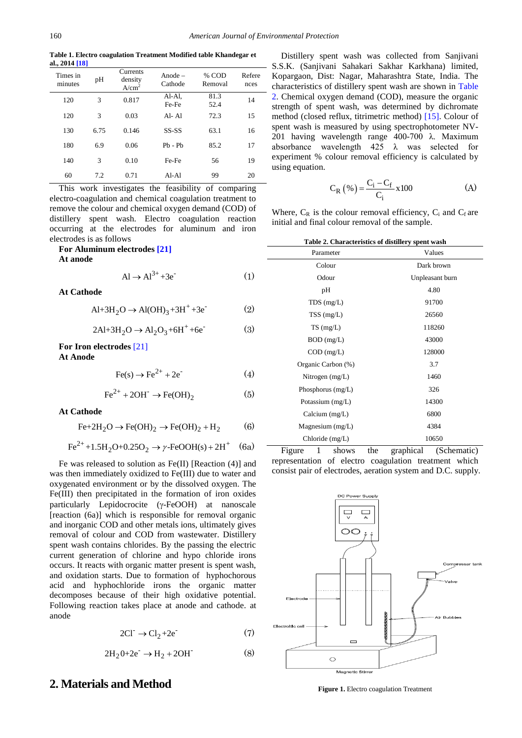**Table 1. Electro coagulation Treatment Modified table Khandegar et al., 2014 [18]**

| Times in minutes | pH | Currents density A/cm$^2$ | Anode – Cathode | % COD Removal | References |
|---|---|---|---|---|---|
| 120 | 3 | 0.817 | Al-Al, Fe-Fe | 81.3 52.4 | 14 |
| 120 | 3 | 0.03 | Al- Al | 72.3 | 15 |
| 130 | 6.75 | 0.146 | SS-SS | 63.1 | 16 |
| 180 | 6.9 | 0.06 | Pb - Pb | 85.2 | 17 |
| 140 | 3 | 0.10 | Fe-Fe | 56 | 19 |
| 60 | 7.2 | 0.71 | Al-Al | 99 | 20 |

This work investigates the feasibility of comparing electro-coagulation and chemical coagulation treatment to remove the colour and chemical oxygen demand (COD) of distillery spent wash. Electro coagulation reaction occurring at the electrodes for aluminum and iron electrodes is as follows

**For Aluminum electrodes [21]**

**At anode**

$$Al \rightarrow Al^{3+} + 3e^- \quad (1)$$

**At Cathode**

$$Al + 3H_2O \rightarrow Al(OH)_3 + 3H^+ + 3e^- \quad (2)$$

$$2Al + 3H_2O \rightarrow Al_2O_3 + 6H^+ + 6e^- \quad (3)$$

**For Iron electrodes [21]**

**At Anode**

$$Fe(s) \rightarrow Fe^{2+} + 2e^- \quad (4)$$

$$Fe^{2+} + 2OH^- \rightarrow Fe(OH)_2 \quad (5)$$

**At Cathode**

$$Fe + 2H_2O \rightarrow Fe(OH)_2 \rightarrow Fe(OH)_2 + H_2 \quad (6)$$

$$Fe^{2+} + 1.5H_2O + 0.25O_2 \rightarrow \gamma\text{-}FeOOH(s) + 2H^+ \quad (6a)$$

Fe was released to solution as Fe(II) [Reaction (4)] and was then immediately oxidized to Fe(III) due to water and oxygenated environment or by the dissolved oxygen. The Fe(III) then precipitated in the formation of iron oxides particularly Lepidocrocite (γ-FeOOH) at nanoscale [reaction (6a)] which is responsible for removal organic and inorganic COD and other metals ions, ultimately gives removal of colour and COD from wastewater. Distillery spent wash contains chlorides. By the passing the electric current generation of chlorine and hypo chloride irons occurs. It reacts with organic matter present is spent wash, and oxidation starts. Due to formation of hyphochorous acid and hyphochloride irons the organic matter decomposes because of their high oxidative potential. Following reaction takes place at anode and cathode. at anode

$$2Cl^- \rightarrow Cl_2 + 2e^- \quad (7)$$

$$2H_2O + 2e^- \rightarrow H_2 + 2OH^- \quad (8)$$

## 2. Materials and Method

Distillery spent wash was collected from Sanjivani S.S.K. (Sanjivani Sahakari Sakhar Karkhana) limited, Kopargaon, Dist: Nagar, Maharashtra State, India. The characteristics of distillery spent wash are shown in Table 2. Chemical oxygen demand (COD), measure the organic strength of spent wash, was determined by dichromate method (closed reflux, titrimetric method) [15]. Colour of spent wash is measured by using spectrophotometer NV-201 having wavelength range 400-700 λ. Maximum absorbance wavelength 425 λ was selected for experiment % colour removal efficiency is calculated by using equation.

$$C_R(\%) = \frac{C_i - C_f}{C_i} x100 \quad (A)$$

Where, $C_R$ is the colour removal efficiency, $C_i$ and $C_f$ are initial and final colour removal of the sample.

**Table 2. Characteristics of distillery spent wash**

| Parameter | Values |
|---|---|
| Colour | Dark brown |
| Odour | Unpleasant burn |
| pH | 4.80 |
| TDS (mg/L) | 91700 |
| TSS (mg/L) | 26560 |
| TS (mg/L) | 118260 |
| BOD (mg/L) | 43000 |
| COD (mg/L) | 128000 |
| Organic Carbon (%) | 3.7 |
| Nitrogen (mg/L) | 1460 |
| Phosphorus (mg/L) | 326 |
| Potassium (mg/L) | 14300 |
| Calcium (mg/L) | 6800 |
| Magnesium (mg/L) | 4384 |
| Chloride (mg/L) | 10650 |

Figure 1 shows the graphical (Schematic) representation of electro coagulation treatment which consist pair of electrodes, aeration system and D.C. supply.

**Figure 1.** Electro coagulation Treatment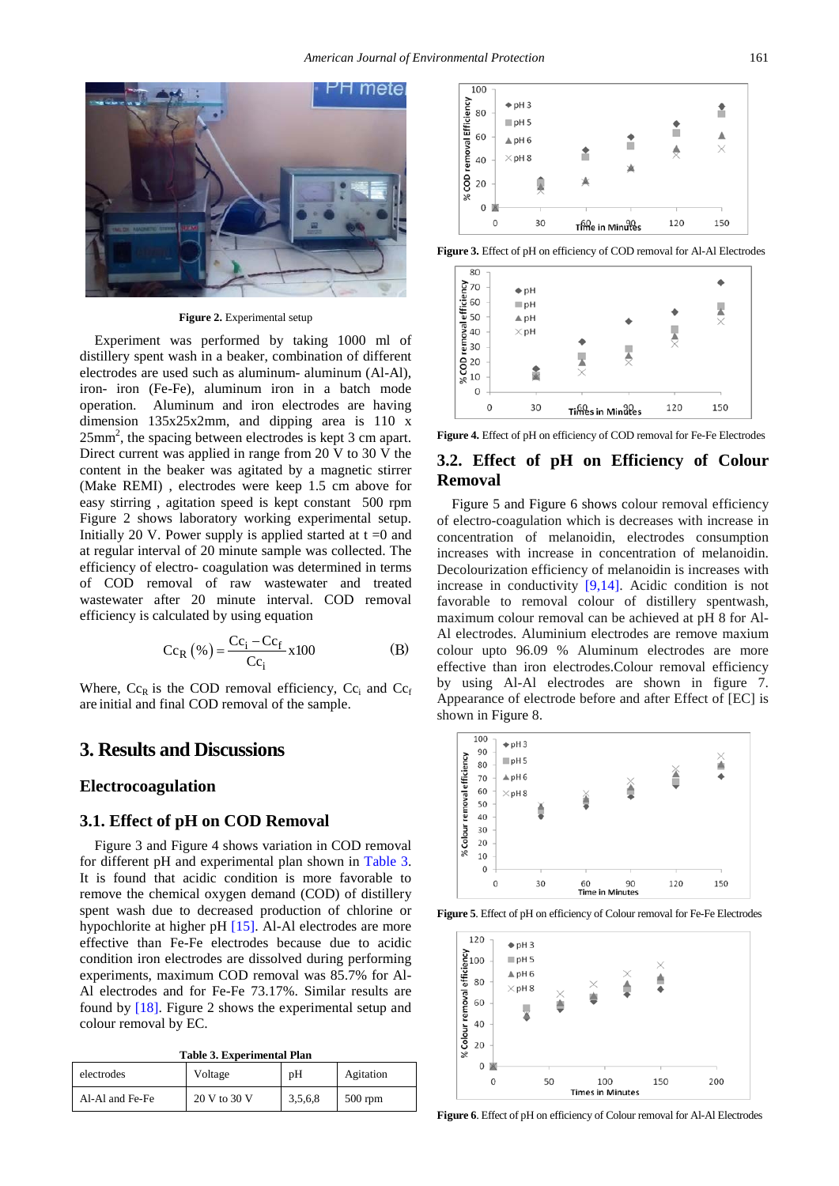**Figure 2.** Experimental setup

Experiment was performed by taking 1000 ml of distillery spent wash in a beaker, combination of different electrodes are used such as aluminum- aluminum (Al-Al), iron- iron (Fe-Fe), aluminum iron in a batch mode operation. Aluminum and iron electrodes are having dimension 135x25x2mm, and dipping area is 110 x 25mm$^2$, the spacing between electrodes is kept 3 cm apart. Direct current was applied in range from 20 V to 30 V the content in the beaker was agitated by a magnetic stirrer (Make REMI) , electrodes were keep 1.5 cm above for easy stirring , agitation speed is kept constant 500 rpm Figure 2 shows laboratory working experimental setup. Initially 20 V. Power supply is applied started at t =0 and at regular interval of 20 minute sample was collected. The efficiency of electro- coagulation was determined in terms of COD removal of raw wastewater and treated wastewater after 20 minute interval. COD removal efficiency is calculated by using equation

$$Cc_R\,(\%) = \frac{Cc_i - Cc_f}{Cc_i} x100 \qquad \text{(B)}$$

Where, $Cc_R$ is the COD removal efficiency, $Cc_i$ and $Cc_f$ are initial and final COD removal of the sample.

# 3. Results and Discussions

## Electrocoagulation

## 3.1. Effect of pH on COD Removal

Figure 3 and Figure 4 shows variation in COD removal for different pH and experimental plan shown in Table 3. It is found that acidic condition is more favorable to remove the chemical oxygen demand (COD) of distillery spent wash due to decreased production of chlorine or hypochlorite at higher pH [15]. Al-Al electrodes are more effective than Fe-Fe electrodes because due to acidic condition iron electrodes are dissolved during performing experiments, maximum COD removal was 85.7% for Al-Al electrodes and for Fe-Fe 73.17%. Similar results are found by [18]. Figure 2 shows the experimental setup and colour removal by EC.

**Table 3. Experimental Plan**

| electrodes | Voltage | pH | Agitation |
|---|---|---|---|
| Al-Al and Fe-Fe | 20 V to 30 V | 3,5,6,8 | 500 rpm |

**Figure 3.** Effect of pH on efficiency of COD removal for Al-Al Electrodes

**Figure 4.** Effect of pH on efficiency of COD removal for Fe-Fe Electrodes

## 3.2. Effect of pH on Efficiency of Colour Removal

Figure 5 and Figure 6 shows colour removal efficiency of electro-coagulation which is decreases with increase in concentration of melanoidin, electrodes consumption increases with increase in concentration of melanoidin. Decolourization efficiency of melanoidin is increases with increase in conductivity [9,14]. Acidic condition is not favorable to removal colour of distillery spentwash, maximum colour removal can be achieved at pH 8 for Al-Al electrodes. Aluminium electrodes are remove maxium colour upto 96.09 % Aluminum electrodes are more effective than iron electrodes.Colour removal efficiency by using Al-Al electrodes are shown in figure 7. Appearance of electrode before and after Effect of [EC] is shown in Figure 8.

**Figure 5**. Effect of pH on efficiency of Colour removal for Fe-Fe Electrodes

**Figure 6**. Effect of pH on efficiency of Colour removal for Al-Al Electrodes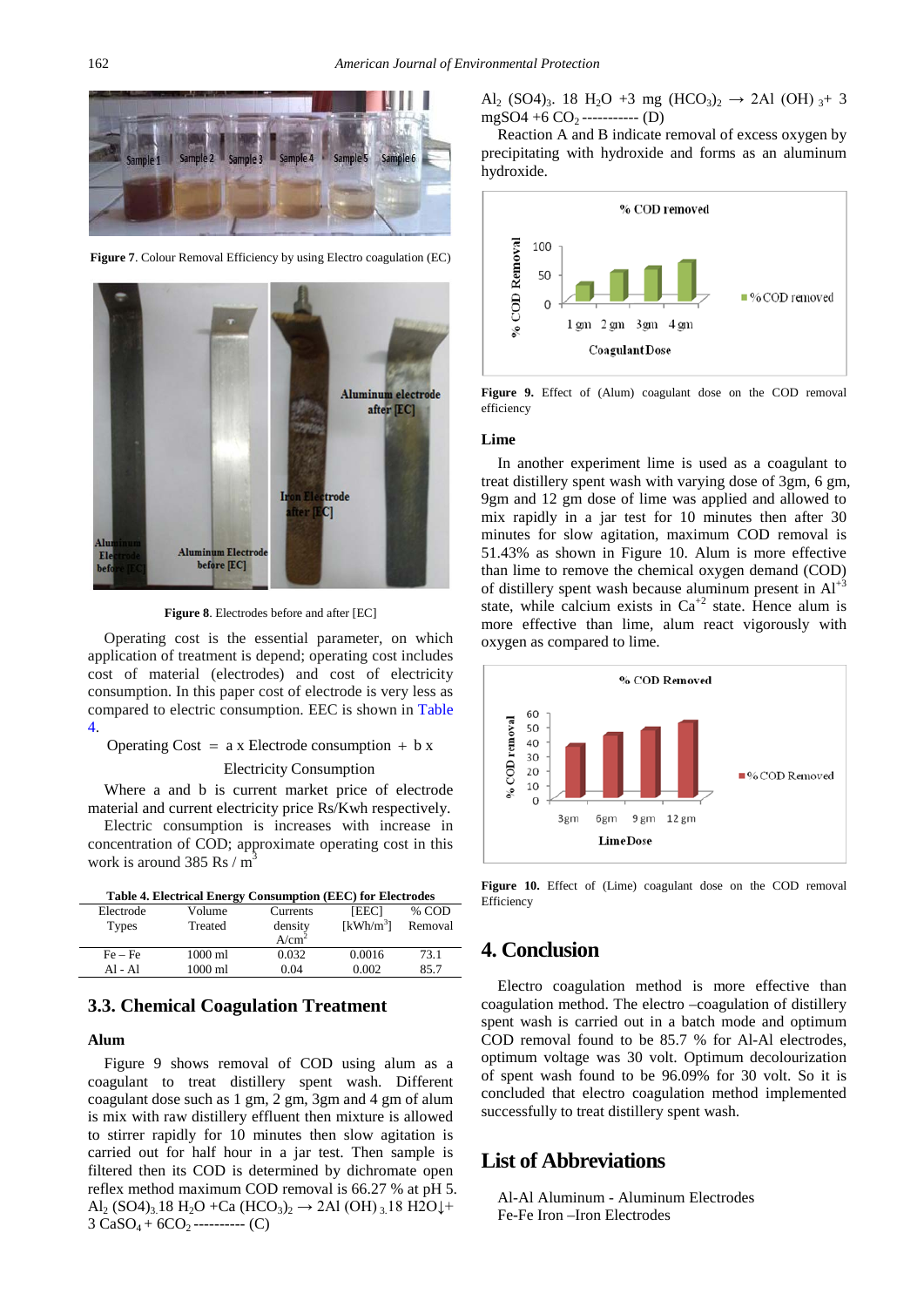Figure 7. Colour Removal Efficiency by using Electro coagulation (EC)

Figure 8. Electrodes before and after [EC]

Operating cost is the essential parameter, on which application of treatment is depend; operating cost includes cost of material (electrodes) and cost of electricity consumption. In this paper cost of electrode is very less as compared to electric consumption. EEC is shown in Table 4.

Operating Cost = a x Electrode consumption + b x Electricity Consumption

Where a and b is current market price of electrode material and current electricity price Rs/Kwh respectively.

Electric consumption is increases with increase in concentration of COD; approximate operating cost in this work is around 385 Rs / $m^3$

**Table 4. Electrical Energy Consumption (EEC) for Electrodes**

| Electrode Types | Volume Treated | Currents density $A/cm^2$ | [EEC] $[kWh/m^3]$ | % COD Removal |
|---|---|---|---|---|
| Fe – Fe | 1000 ml | 0.032 | 0.0016 | 73.1 |
| Al - Al | 1000 ml | 0.04 | 0.002 | 85.7 |

## 3.3. Chemical Coagulation Treatment

### Alum

Figure 9 shows removal of COD using alum as a coagulant to treat distillery spent wash. Different coagulant dose such as 1 gm, 2 gm, 3gm and 4 gm of alum is mix with raw distillery effluent then mixture is allowed to stirrer rapidly for 10 minutes then slow agitation is carried out for half hour in a jar test. Then sample is filtered then its COD is determined by dichromate open reflex method maximum COD removal is 66.27 % at pH 5.

$Al_2 (SO4)_3.18 H_2O + Ca (HCO_3)_2 \rightarrow 2Al (OH)_3.18 H2O\downarrow + 3 CaSO_4 + 6CO_2$ ---------- (C)

$Al_2 (SO4)_3. 18 H_2O + 3 mg (HCO_3)_2 \rightarrow 2Al (OH)_3 + 3 mgSO4 + 6 CO_2$ ----------- (D)

Reaction A and B indicate removal of excess oxygen by precipitating with hydroxide and forms as an aluminum hydroxide.

Figure 9. Effect of (Alum) coagulant dose on the COD removal efficiency

### Lime

In another experiment lime is used as a coagulant to treat distillery spent wash with varying dose of 3gm, 6 gm, 9gm and 12 gm dose of lime was applied and allowed to mix rapidly in a jar test for 10 minutes then after 30 minutes for slow agitation, maximum COD removal is 51.43% as shown in Figure 10. Alum is more effective than lime to remove the chemical oxygen demand (COD) of distillery spent wash because aluminum present in $Al^{+3}$ state, while calcium exists in $Ca^{+2}$ state. Hence alum is more effective than lime, alum react vigorously with oxygen as compared to lime.

Figure 10. Effect of (Lime) coagulant dose on the COD removal Efficiency

# 4. Conclusion

Electro coagulation method is more effective than coagulation method. The electro –coagulation of distillery spent wash is carried out in a batch mode and optimum COD removal found to be 85.7 % for Al-Al electrodes, optimum voltage was 30 volt. Optimum decolourization of spent wash found to be 96.09% for 30 volt. So it is concluded that electro coagulation method implemented successfully to treat distillery spent wash.

# List of Abbreviations

Al-Al Aluminum - Aluminum Electrodes
Fe-Fe Iron –Iron Electrodes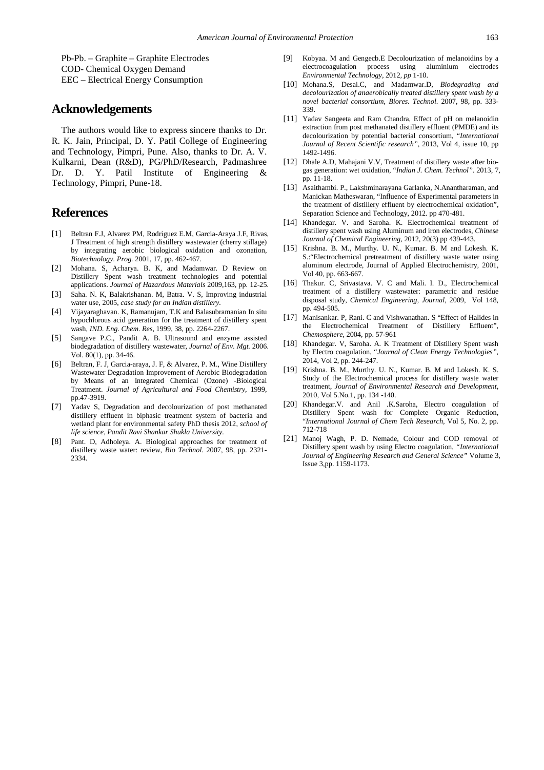Pb-Pb. – Graphite – Graphite Electrodes
COD- Chemical Oxygen Demand
EEC – Electrical Energy Consumption

## Acknowledgements

The authors would like to express sincere thanks to Dr. R. K. Jain, Principal, D. Y. Patil College of Engineering and Technology, Pimpri, Pune. Also, thanks to Dr. A. V. Kulkarni, Dean (R&D), PG/PhD/Research, Padmashree Dr. D. Y. Patil Institute of Engineering & Technology, Pimpri, Pune-18.

## References

[1] Beltran F.J, Alvarez PM, Rodriguez E.M, Garcia-Araya J.F, Rivas, J Treatment of high strength distillery wastewater (cherry stillage) by integrating aerobic biological oxidation and ozonation, *Biotechnology. Prog.* 2001, 17, pp. 462-467.

[2] Mohana. S, Acharya. B. K, and Madamwar. D Review on Distillery Spent wash treatment technologies and potential applications. *Journal of Hazardous Materials* 2009,163, pp. 12-25.

[3] Saha. N. K, Balakrishanan. M, Batra. V. S, Improving industrial water use, 2005, *case study for an Indian distillery*.

[4] Vijayaraghavan. K, Ramanujam, T.K and Balasubramanian In situ hypochlorous acid generation for the treatment of distillery spent wash, *IND. Eng. Chem. Res*, 1999, 38, pp. 2264-2267.

[5] Sangave P.C., Pandit A. B. Ultrasound and enzyme assisted biodegradation of distillery wastewater, *Journal of Env. Mgt.* 2006. Vol. 80(1), pp. 34-46.

[6] Beltran, F. J, Garcia-araya, J. F, & Alvarez, P. M., Wine Distillery Wastewater Degradation Improvement of Aerobic Biodegradation by Means of an Integrated Chemical (Ozone) -Biological Treatment. *Journal of Agricultural and Food Chemistry*, 1999, pp.47-3919.

[7] Yadav S, Degradation and decolourization of post methanated distillery effluent in biphasic treatment system of bacteria and wetland plant for environmental safety PhD thesis 2012, *school of life science, Pandit Ravi Shankar Shukla University*.

[8] Pant. D, Adholeya. A. Biological approaches for treatment of distillery waste water: review, *Bio Technol.* 2007, 98, pp. 2321-2334.

[9] Kobyaa. M and Gengecb.E Decolourization of melanoidins by a electrocoagulation process using aluminium electrodes *Environmental Technology*, 2012, *pp* 1-10.

[10] Mohana.S, Desai.C, and Madamwar.D, *Biodegrading and decolourization of anaerobically treated distillery spent wash by a novel bacterial consortium, Biores. Technol.* 2007, 98, pp. 333-339.

[11] Yadav Sangeeta and Ram Chandra, Effect of pH on melanoidin extraction from post methanated distillery effluent (PMDE) and its decolourization by potential bacterial consortium, "*International Journal of Recent Scientific research"*, 2013, Vol 4, issue 10, pp 1492-1496.

[12] Dhale A.D, Mahajani V.V, Treatment of distillery waste after bio-gas generation: wet oxidation, "*Indian J. Chem. Technol"*. 2013, 7, pp. 11-18.

[13] Asaithambi. P., Lakshminarayana Garlanka, N.Anantharaman, and Manickan Matheswaran, "Influence of Experimental parameters in the treatment of distillery effluent by electrochemical oxidation", Separation Science and Technology, 2012. pp 470-481.

[14] Khandegar. V. and Saroha. K. Electrochemical treatment of distillery spent wash using Aluminum and iron electrodes, *Chinese Journal of Chemical Engineering*, 2012, 20(3) pp 439-443.

[15] Krishna. B. M., Murthy. U. N., Kumar. B. M and Lokesh. K. S.:"Electrochemical pretreatment of distillery waste water using aluminum electrode, Journal of Applied Electrochemistry, 2001, Vol 40, pp. 663-667.

[16] Thakur. C, Srivastava. V. C and Mali. I. D., Electrochemical treatment of a distillery wastewater: parametric and residue disposal study, *Chemical Engineering, Journal*, 2009, Vol 148, pp. 494-505.

[17] Manisankar. P, Rani. C and Vishwanathan. S "Effect of Halides in the Electrochemical Treatment of Distillery Effluent", *Chemosphere*, 2004, pp. 57-961

[18] Khandegar. V, Saroha. A. K Treatment of Distillery Spent wash by Electro coagulation, "*Journal of Clean Energy Technologies"*, 2014, Vol 2, pp. 244-247.

[19] Krishna. B. M., Murthy. U. N., Kumar. B. M and Lokesh. K. S. Study of the Electrochemical process for distillery waste water treatment, *Journal of Environmental Research and Development*, 2010, Vol 5.No.1, pp. 134 -140.

[20] Khandegar.V. and Anil .K.Saroha, Electro coagulation of Distillery Spent wash for Complete Organic Reduction, "*International Journal of Chem Tech Research*, Vol 5, No. 2, pp. 712-718

[21] Manoj Wagh, P. D. Nemade, Colour and COD removal of Distillery spent wash by using Electro coagulation, *"International Journal of Engineering Research and General Science"* Volume 3, Issue 3,pp. 1159-1173.